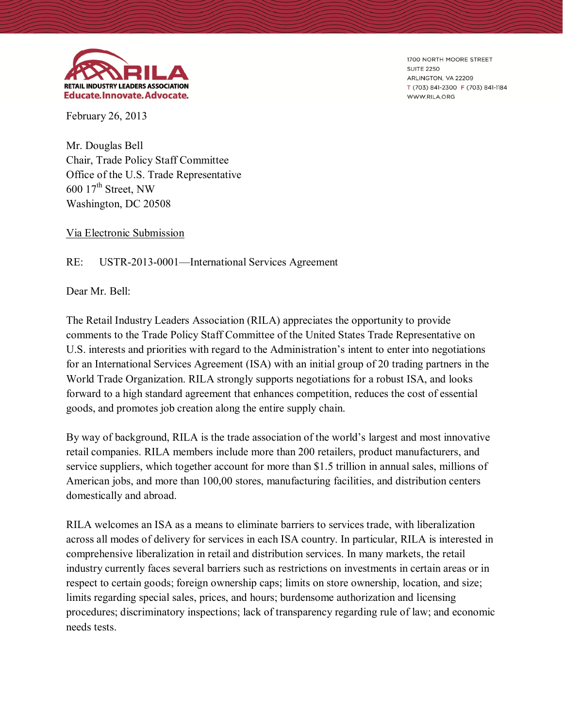RETAIL INDUSTRY LEADERS ASSOCIATION
Educate. Innovate. Advocate.

1700 NORTH MOORE STREET
SUITE 2250
ARLINGTON, VA 22209
T (703) 841-2300 F (703) 841-1184
WWW.RILA.ORG

February 26, 2013

Mr. Douglas Bell
Chair, Trade Policy Staff Committee
Office of the U.S. Trade Representative
600 17th Street, NW
Washington, DC 20508

<u>Via Electronic Submission</u>

RE: USTR-2013-0001—International Services Agreement

Dear Mr. Bell:

The Retail Industry Leaders Association (RILA) appreciates the opportunity to provide comments to the Trade Policy Staff Committee of the United States Trade Representative on U.S. interests and priorities with regard to the Administration's intent to enter into negotiations for an International Services Agreement (ISA) with an initial group of 20 trading partners in the World Trade Organization. RILA strongly supports negotiations for a robust ISA, and looks forward to a high standard agreement that enhances competition, reduces the cost of essential goods, and promotes job creation along the entire supply chain.

By way of background, RILA is the trade association of the world's largest and most innovative retail companies. RILA members include more than 200 retailers, product manufacturers, and service suppliers, which together account for more than $1.5 trillion in annual sales, millions of American jobs, and more than 100,00 stores, manufacturing facilities, and distribution centers domestically and abroad.

RILA welcomes an ISA as a means to eliminate barriers to services trade, with liberalization across all modes of delivery for services in each ISA country. In particular, RILA is interested in comprehensive liberalization in retail and distribution services. In many markets, the retail industry currently faces several barriers such as restrictions on investments in certain areas or in respect to certain goods; foreign ownership caps; limits on store ownership, location, and size; limits regarding special sales, prices, and hours; burdensome authorization and licensing procedures; discriminatory inspections; lack of transparency regarding rule of law; and economic needs tests.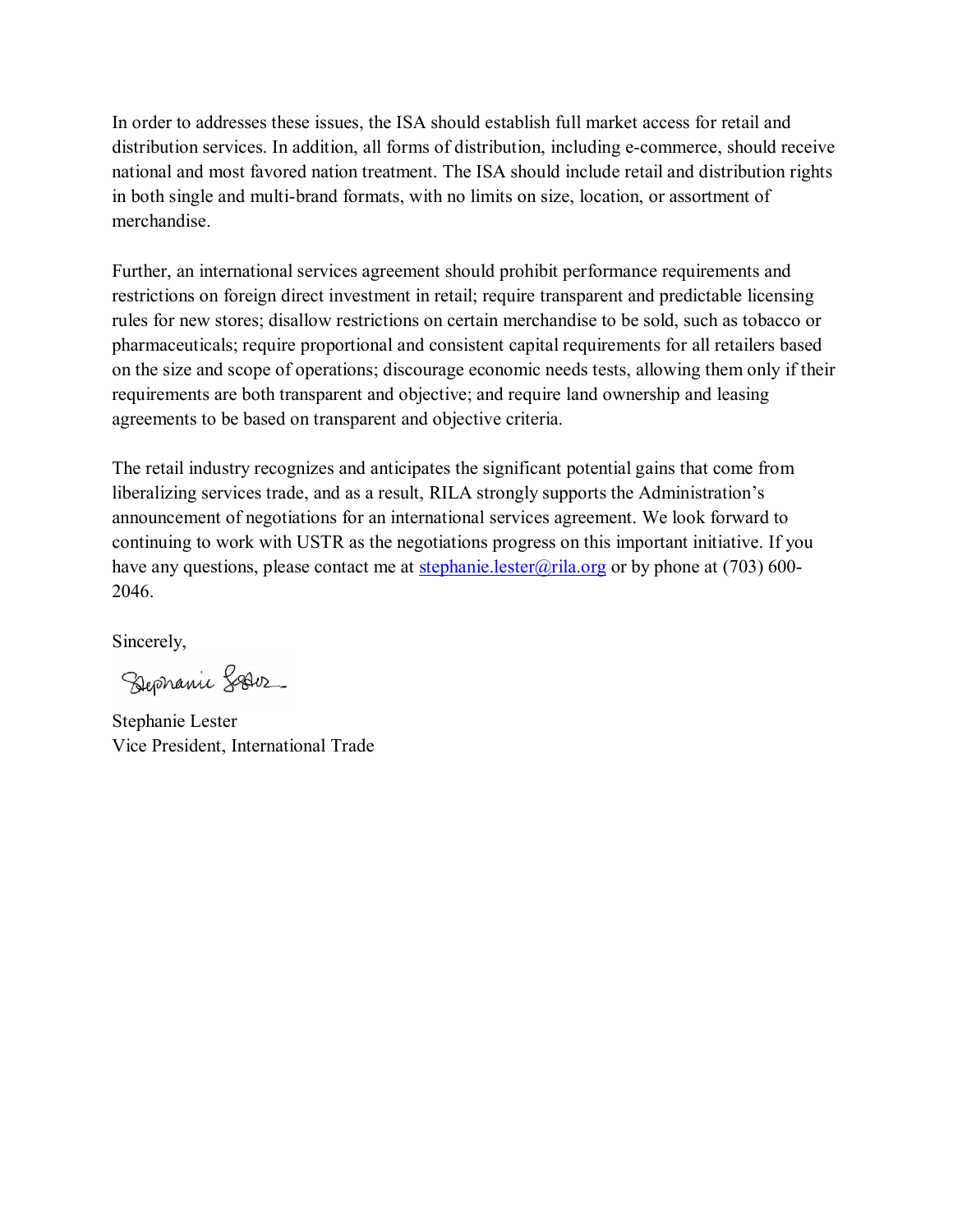In order to addresses these issues, the ISA should establish full market access for retail and distribution services. In addition, all forms of distribution, including e-commerce, should receive national and most favored nation treatment. The ISA should include retail and distribution rights in both single and multi-brand formats, with no limits on size, location, or assortment of merchandise.

Further, an international services agreement should prohibit performance requirements and restrictions on foreign direct investment in retail; require transparent and predictable licensing rules for new stores; disallow restrictions on certain merchandise to be sold, such as tobacco or pharmaceuticals; require proportional and consistent capital requirements for all retailers based on the size and scope of operations; discourage economic needs tests, allowing them only if their requirements are both transparent and objective; and require land ownership and leasing agreements to be based on transparent and objective criteria.

The retail industry recognizes and anticipates the significant potential gains that come from liberalizing services trade, and as a result, RILA strongly supports the Administration's announcement of negotiations for an international services agreement. We look forward to continuing to work with USTR as the negotiations progress on this important initiative. If you have any questions, please contact me at stephanie.lester@rila.org or by phone at (703) 600-2046.

Sincerely,

Stephanie Lester

Stephanie Lester
Vice President, International Trade